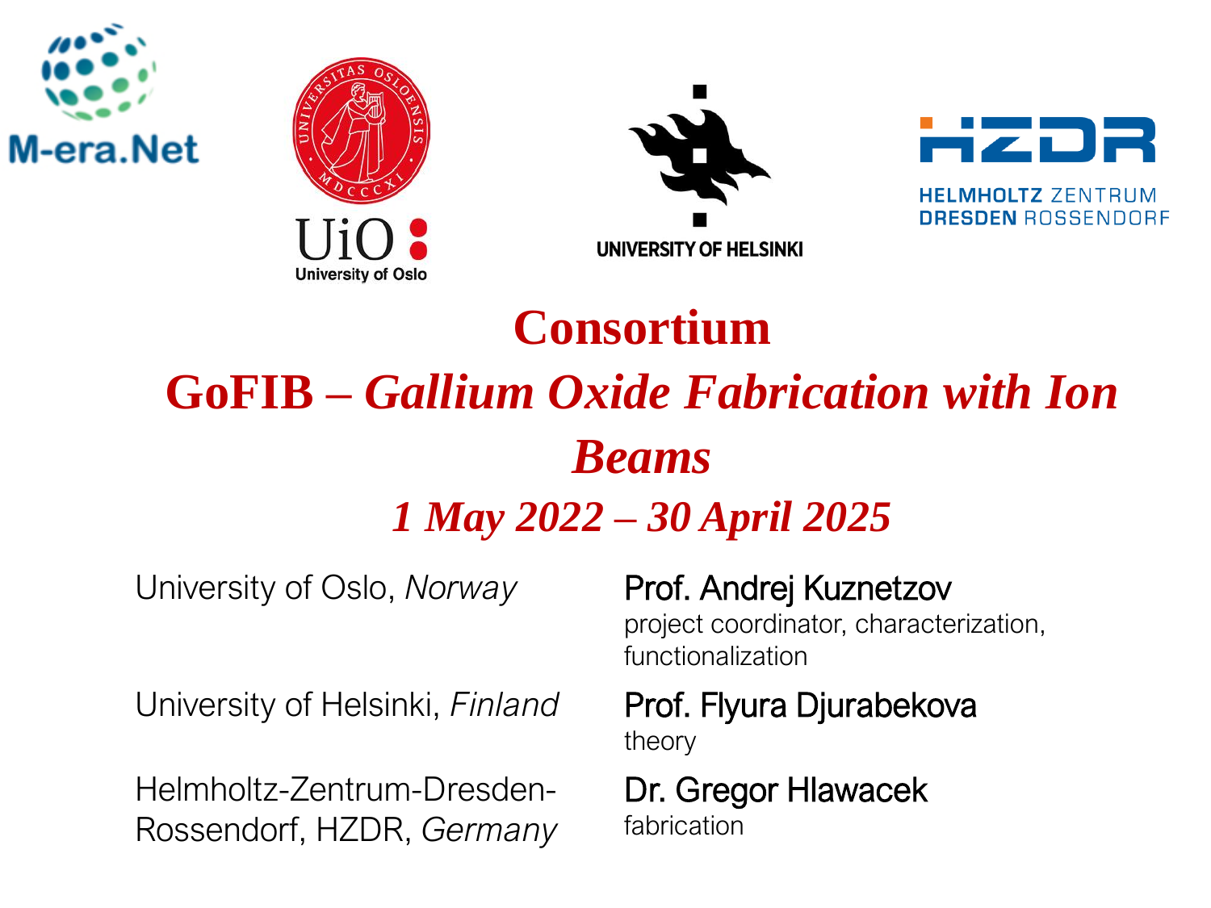M-era.Net

UiO University of Oslo

UNIVERSITY OF HELSINKI

HZDR HELMHOLTZ ZENTRUM DRESDEN ROSSENDORF

# Consortium

# GoFIB – *Gallium Oxide Fabrication with Ion Beams*

## *1 May 2022 – 30 April 2025*

University of Oslo, *Norway* — **Prof. Andrej Kuznetzov**
project coordinator, characterization, functionalization

University of Helsinki, *Finland* — **Prof. Flyura Djurabekova**
theory

Helmholtz-Zentrum-Dresden-Rossendorf, HZDR, *Germany* — **Dr. Gregor Hlawacek**
fabrication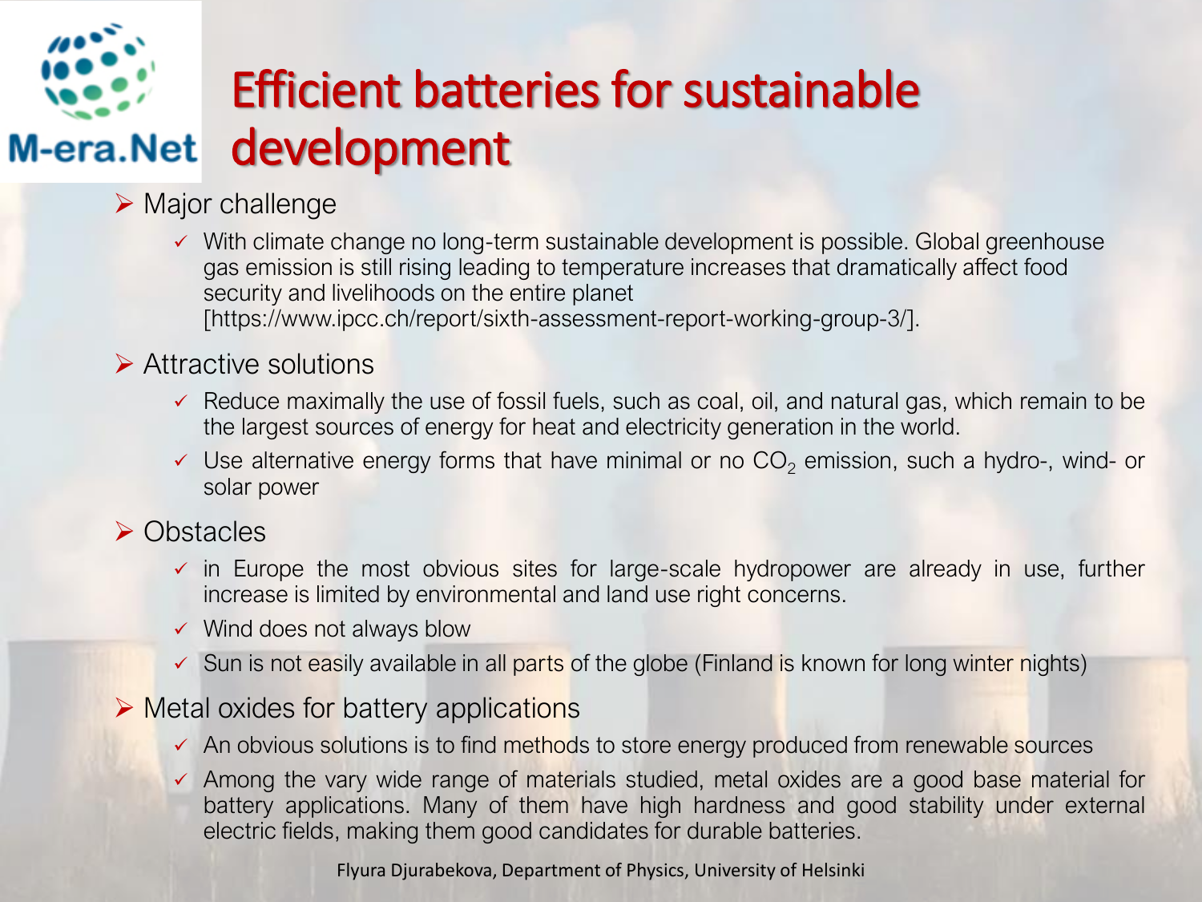# Efficient batteries for sustainable development

- Major challenge
  - With climate change no long-term sustainable development is possible. Global greenhouse gas emission is still rising leading to temperature increases that dramatically affect food security and livelihoods on the entire planet [https://www.ipcc.ch/report/sixth-assessment-report-working-group-3/].
- Attractive solutions
  - Reduce maximally the use of fossil fuels, such as coal, oil, and natural gas, which remain to be the largest sources of energy for heat and electricity generation in the world.
  - Use alternative energy forms that have minimal or no $CO_2$ emission, such a hydro-, wind- or solar power
- Obstacles
  - in Europe the most obvious sites for large-scale hydropower are already in use, further increase is limited by environmental and land use right concerns.
  - Wind does not always blow
  - Sun is not easily available in all parts of the globe (Finland is known for long winter nights)
- Metal oxides for battery applications
  - An obvious solutions is to find methods to store energy produced from renewable sources
  - Among the vary wide range of materials studied, metal oxides are a good base material for battery applications. Many of them have high hardness and good stability under external electric fields, making them good candidates for durable batteries.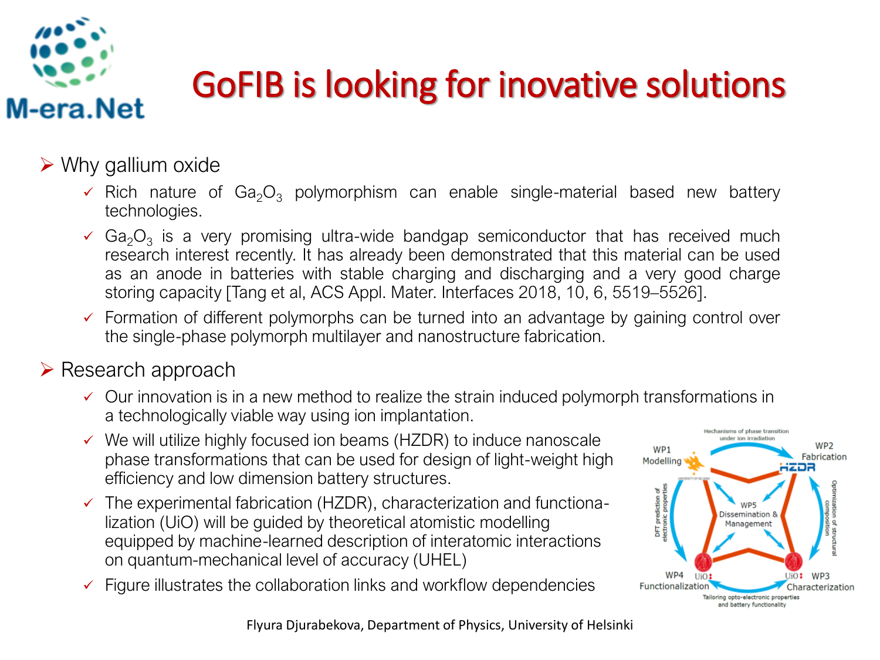# GoFIB is looking for inovative solutions

- Why gallium oxide
  - Rich nature of $Ga_2O_3$ polymorphism can enable single-material based new battery technologies.
  - $Ga_2O_3$ is a very promising ultra-wide bandgap semiconductor that has received much research interest recently. It has already been demonstrated that this material can be used as an anode in batteries with stable charging and discharging and a very good charge storing capacity [Tang et al, ACS Appl. Mater. Interfaces 2018, 10, 6, 5519–5526].
  - Formation of different polymorphs can be turned into an advantage by gaining control over the single-phase polymorph multilayer and nanostructure fabrication.
- Research approach
  - Our innovation is in a new method to realize the strain induced polymorph transformations in a technologically viable way using ion implantation.
  - We will utilize highly focused ion beams (HZDR) to induce nanoscale phase transformations that can be used for design of light-weight high efficiency and low dimension battery structures.
  - The experimental fabrication (HZDR), characterization and functionalization (UiO) will be guided by theoretical atomistic modelling equipped by machine-learned description of interatomic interactions on quantum-mechanical level of accuracy (UHEL)
  - Figure illustrates the collaboration links and workflow dependencies

Mechanisms of phase transition under ion irradiation

WP1 Modelling — WP2 Fabrication (HZDR) — WP3 Characterization (UiO) — WP4 Functionalization (UiO) — WP5 Dissemination & Management

DFT prediction of electronic properties; Optimization of structural composition; Tailoring opto-electronic properties and battery functionality

Flyura Djurabekova, Department of Physics, University of Helsinki